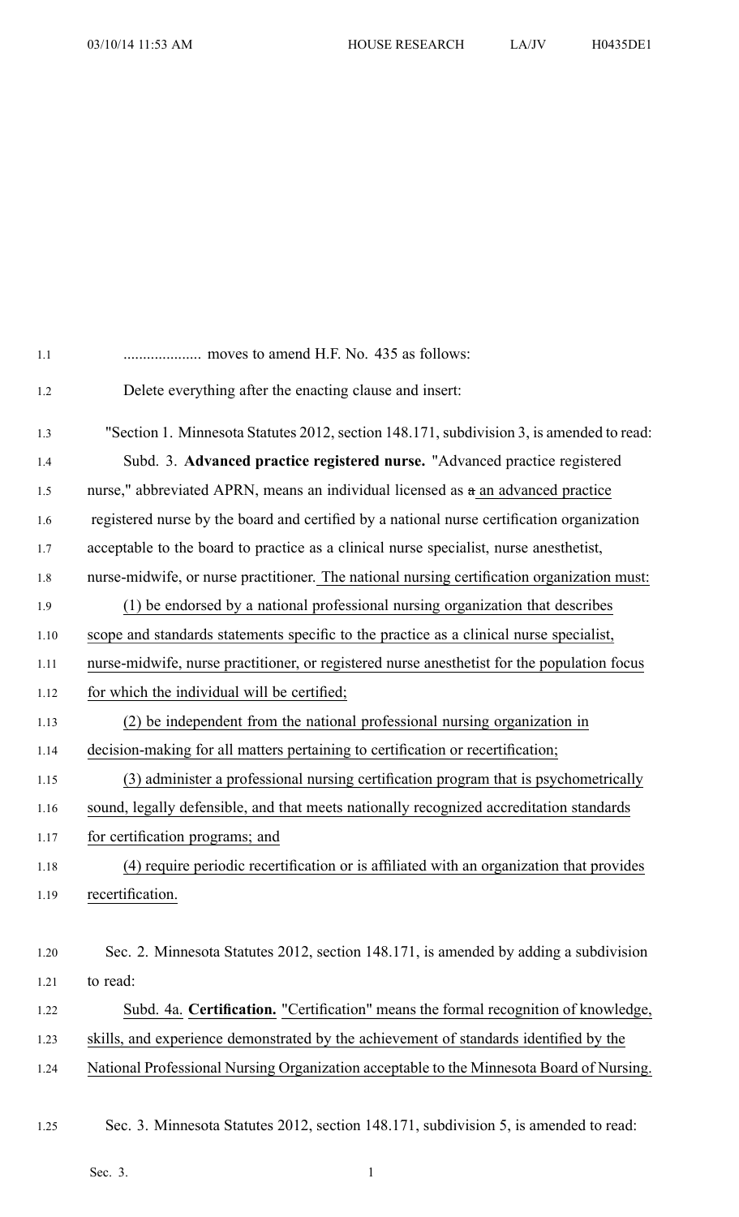.................... moves to amend H.F. No. 435 as follows:

Delete everything after the enacting clause and insert:

"Section 1. Minnesota Statutes 2012, section 148.171, subdivision 3, is amended to read:

Subd. 3. **Advanced practice registered nurse.** "Advanced practice registered nurse," abbreviated APRN, means an individual licensed as ~~a~~ an advanced practice registered nurse by the board and certified by a national nurse certification organization acceptable to the board to practice as a clinical nurse specialist, nurse anesthetist, nurse-midwife, or nurse practitioner. The national nursing certification organization must:

(1) be endorsed by a national professional nursing organization that describes scope and standards statements specific to the practice as a clinical nurse specialist, nurse-midwife, nurse practitioner, or registered nurse anesthetist for the population focus for which the individual will be certified;

(2) be independent from the national professional nursing organization in decision-making for all matters pertaining to certification or recertification;

(3) administer a professional nursing certification program that is psychometrically sound, legally defensible, and that meets nationally recognized accreditation standards for certification programs; and

(4) require periodic recertification or is affiliated with an organization that provides recertification.

Sec. 2. Minnesota Statutes 2012, section 148.171, is amended by adding a subdivision to read:

Subd. 4a. **Certification.** "Certification" means the formal recognition of knowledge, skills, and experience demonstrated by the achievement of standards identified by the National Professional Nursing Organization acceptable to the Minnesota Board of Nursing.

Sec. 3. Minnesota Statutes 2012, section 148.171, subdivision 5, is amended to read: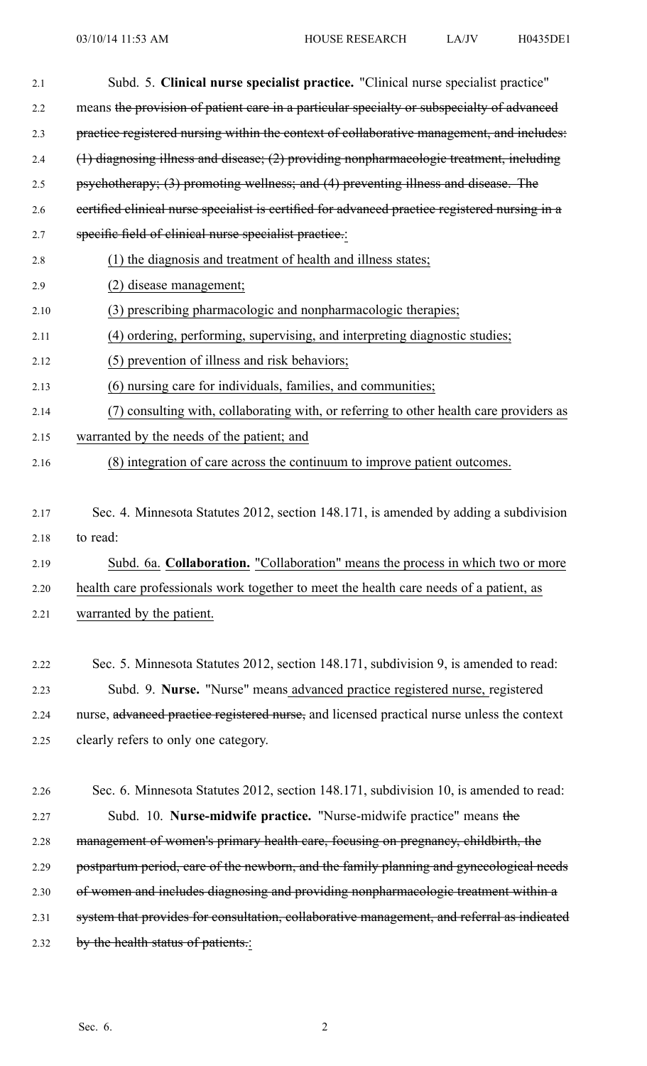Subd. 5. **Clinical nurse specialist practice.** "Clinical nurse specialist practice" means ~~the provision of patient care in a particular specialty or subspecialty of advanced practice registered nursing within the context of collaborative management, and includes: (1) diagnosing illness and disease; (2) providing nonpharmacologic treatment, including psychotherapy; (3) promoting wellness; and (4) preventing illness and disease. The certified clinical nurse specialist is certified for advanced practice registered nursing in a specific field of clinical nurse specialist practice.~~:

(1) the diagnosis and treatment of health and illness states;

(2) disease management;

(3) prescribing pharmacologic and nonpharmacologic therapies;

(4) ordering, performing, supervising, and interpreting diagnostic studies;

(5) prevention of illness and risk behaviors;

(6) nursing care for individuals, families, and communities;

(7) consulting with, collaborating with, or referring to other health care providers as warranted by the needs of the patient; and

(8) integration of care across the continuum to improve patient outcomes.

Sec. 4. Minnesota Statutes 2012, section 148.171, is amended by adding a subdivision to read:

Subd. 6a. **Collaboration.** "Collaboration" means the process in which two or more health care professionals work together to meet the health care needs of a patient, as warranted by the patient.

Sec. 5. Minnesota Statutes 2012, section 148.171, subdivision 9, is amended to read:

Subd. 9. **Nurse.** "Nurse" means advanced practice registered nurse, registered nurse, ~~advanced practice registered nurse,~~ and licensed practical nurse unless the context clearly refers to only one category.

Sec. 6. Minnesota Statutes 2012, section 148.171, subdivision 10, is amended to read:

Subd. 10. **Nurse-midwife practice.** "Nurse-midwife practice" means ~~the management of women's primary health care, focusing on pregnancy, childbirth, the postpartum period, care of the newborn, and the family planning and gynecological needs of women and includes diagnosing and providing nonpharmacologic treatment within a system that provides for consultation, collaborative management, and referral as indicated by the health status of patients.~~: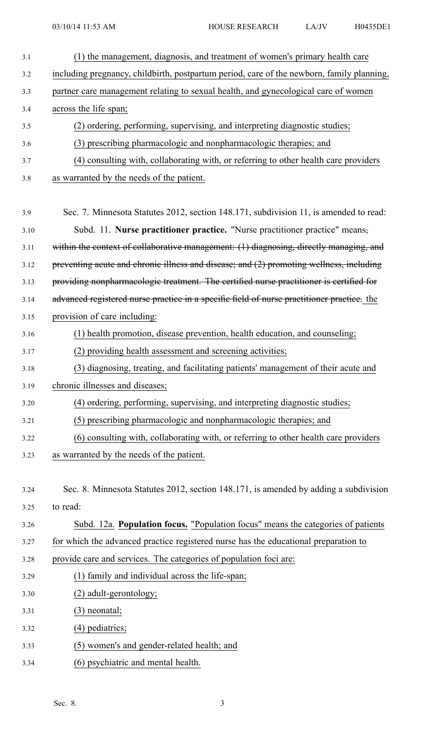(1) the management, diagnosis, and treatment of women's primary health care including pregnancy, childbirth, postpartum period, care of the newborn, family planning, partner care management relating to sexual health, and gynecological care of women across the life span;

(2) ordering, performing, supervising, and interpreting diagnostic studies;

(3) prescribing pharmacologic and nonpharmacologic therapies; and

(4) consulting with, collaborating with, or referring to other health care providers as warranted by the needs of the patient.

Sec. 7. Minnesota Statutes 2012, section 148.171, subdivision 11, is amended to read:

Subd. 11. **Nurse practitioner practice.** "Nurse practitioner practice" means~~, within the context of collaborative management: (1) diagnosing, directly managing, and preventing acute and chronic illness and disease; and (2) promoting wellness, including providing nonpharmacologic treatment. The certified nurse practitioner is certified for advanced registered nurse practice in a specific field of nurse practitioner practice.~~ the provision of care including:

(1) health promotion, disease prevention, health education, and counseling;

(2) providing health assessment and screening activities;

(3) diagnosing, treating, and facilitating patients' management of their acute and chronic illnesses and diseases;

(4) ordering, performing, supervising, and interpreting diagnostic studies;

(5) prescribing pharmacologic and nonpharmacologic therapies; and

(6) consulting with, collaborating with, or referring to other health care providers as warranted by the needs of the patient.

Sec. 8. Minnesota Statutes 2012, section 148.171, is amended by adding a subdivision to read:

Subd. 12a. **Population focus.** "Population focus" means the categories of patients for which the advanced practice registered nurse has the educational preparation to provide care and services. The categories of population foci are:

(1) family and individual across the life-span;

(2) adult-gerontology;

(3) neonatal;

(4) pediatrics;

(5) women's and gender-related health; and

(6) psychiatric and mental health.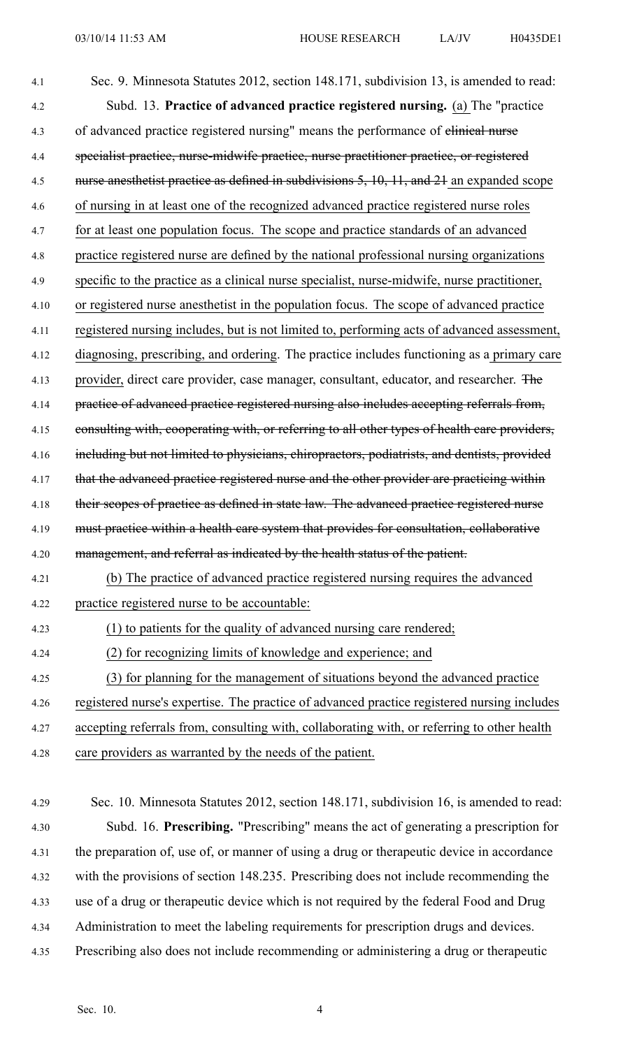Sec. 9. Minnesota Statutes 2012, section 148.171, subdivision 13, is amended to read:

Subd. 13. **Practice of advanced practice registered nursing.** (a) The "practice of advanced practice registered nursing" means the performance of ~~clinical nurse specialist practice, nurse-midwife practice, nurse practitioner practice, or registered nurse anesthetist practice as defined in subdivisions 5, 10, 11, and 21~~ an expanded scope of nursing in at least one of the recognized advanced practice registered nurse roles for at least one population focus. The scope and practice standards of an advanced practice registered nurse are defined by the national professional nursing organizations specific to the practice as a clinical nurse specialist, nurse-midwife, nurse practitioner, or registered nurse anesthetist in the population focus. The scope of advanced practice registered nursing includes, but is not limited to, performing acts of advanced assessment, diagnosing, prescribing, and ordering. The practice includes functioning as a primary care provider, direct care provider, case manager, consultant, educator, and researcher. ~~The practice of advanced practice registered nursing also includes accepting referrals from, consulting with, cooperating with, or referring to all other types of health care providers, including but not limited to physicians, chiropractors, podiatrists, and dentists, provided that the advanced practice registered nurse and the other provider are practicing within their scopes of practice as defined in state law. The advanced practice registered nurse must practice within a health care system that provides for consultation, collaborative management, and referral as indicated by the health status of the patient.~~

(b) The practice of advanced practice registered nursing requires the advanced practice registered nurse to be accountable:

(1) to patients for the quality of advanced nursing care rendered;

(2) for recognizing limits of knowledge and experience; and

(3) for planning for the management of situations beyond the advanced practice registered nurse's expertise. The practice of advanced practice registered nursing includes accepting referrals from, consulting with, collaborating with, or referring to other health care providers as warranted by the needs of the patient.

Sec. 10. Minnesota Statutes 2012, section 148.171, subdivision 16, is amended to read:

Subd. 16. **Prescribing.** "Prescribing" means the act of generating a prescription for the preparation of, use of, or manner of using a drug or therapeutic device in accordance with the provisions of section 148.235. Prescribing does not include recommending the use of a drug or therapeutic device which is not required by the federal Food and Drug Administration to meet the labeling requirements for prescription drugs and devices. Prescribing also does not include recommending or administering a drug or therapeutic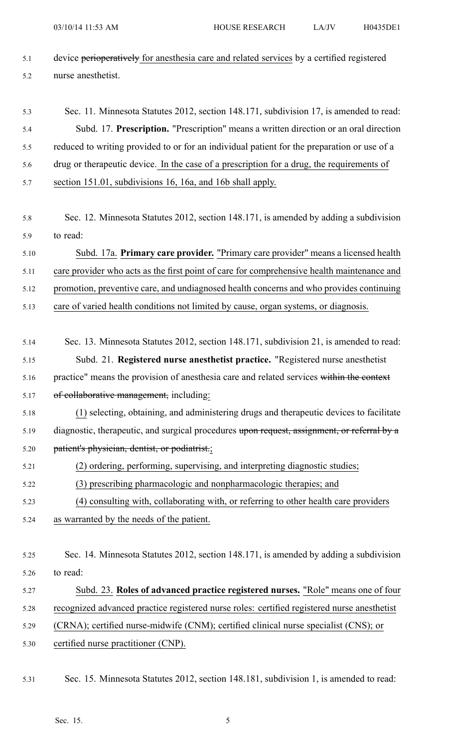device ~~perioperatively~~ for anesthesia care and related services by a certified registered nurse anesthetist.

Sec. 11. Minnesota Statutes 2012, section 148.171, subdivision 17, is amended to read:

Subd. 17. **Prescription.** "Prescription" means a written direction or an oral direction reduced to writing provided to or for an individual patient for the preparation or use of a drug or therapeutic device. In the case of a prescription for a drug, the requirements of section 151.01, subdivisions 16, 16a, and 16b shall apply.

Sec. 12. Minnesota Statutes 2012, section 148.171, is amended by adding a subdivision to read:

Subd. 17a. **Primary care provider.** "Primary care provider" means a licensed health care provider who acts as the first point of care for comprehensive health maintenance and promotion, preventive care, and undiagnosed health concerns and who provides continuing care of varied health conditions not limited by cause, organ systems, or diagnosis.

Sec. 13. Minnesota Statutes 2012, section 148.171, subdivision 21, is amended to read:

Subd. 21. **Registered nurse anesthetist practice.** "Registered nurse anesthetist practice" means the provision of anesthesia care and related services ~~within the context of collaborative management,~~ including:

(1) selecting, obtaining, and administering drugs and therapeutic devices to facilitate diagnostic, therapeutic, and surgical procedures ~~upon request, assignment, or referral by a patient's physician, dentist, or podiatrist.~~;

(2) ordering, performing, supervising, and interpreting diagnostic studies;

(3) prescribing pharmacologic and nonpharmacologic therapies; and

(4) consulting with, collaborating with, or referring to other health care providers as warranted by the needs of the patient.

Sec. 14. Minnesota Statutes 2012, section 148.171, is amended by adding a subdivision to read:

Subd. 23. **Roles of advanced practice registered nurses.** "Role" means one of four recognized advanced practice registered nurse roles: certified registered nurse anesthetist (CRNA); certified nurse-midwife (CNM); certified clinical nurse specialist (CNS); or certified nurse practitioner (CNP).

Sec. 15. Minnesota Statutes 2012, section 148.181, subdivision 1, is amended to read: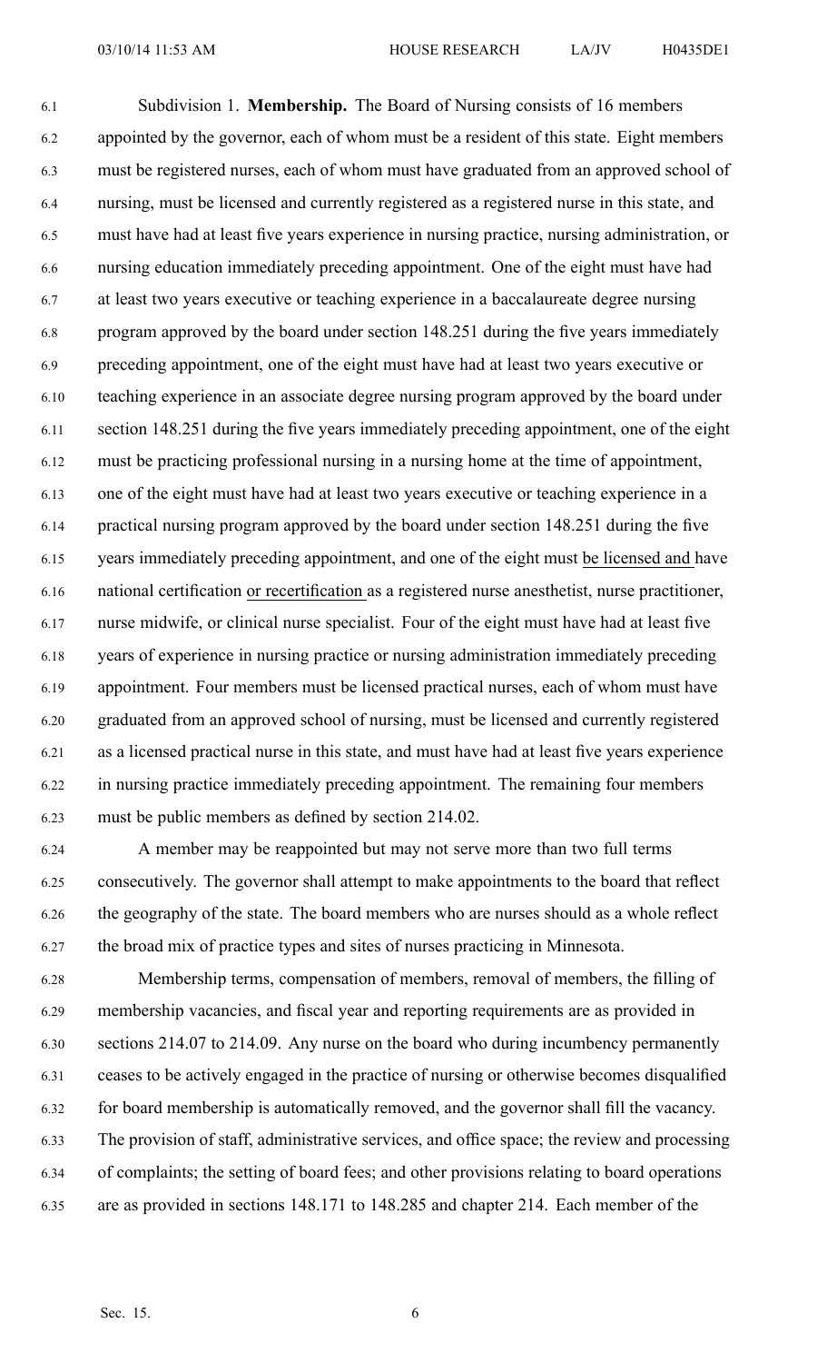Subdivision 1. **Membership.** The Board of Nursing consists of 16 members appointed by the governor, each of whom must be a resident of this state. Eight members must be registered nurses, each of whom must have graduated from an approved school of nursing, must be licensed and currently registered as a registered nurse in this state, and must have had at least five years experience in nursing practice, nursing administration, or nursing education immediately preceding appointment. One of the eight must have had at least two years executive or teaching experience in a baccalaureate degree nursing program approved by the board under section 148.251 during the five years immediately preceding appointment, one of the eight must have had at least two years executive or teaching experience in an associate degree nursing program approved by the board under section 148.251 during the five years immediately preceding appointment, one of the eight must be practicing professional nursing in a nursing home at the time of appointment, one of the eight must have had at least two years executive or teaching experience in a practical nursing program approved by the board under section 148.251 during the five years immediately preceding appointment, and one of the eight must be licensed and have national certification or recertification as a registered nurse anesthetist, nurse practitioner, nurse midwife, or clinical nurse specialist. Four of the eight must have had at least five years of experience in nursing practice or nursing administration immediately preceding appointment. Four members must be licensed practical nurses, each of whom must have graduated from an approved school of nursing, must be licensed and currently registered as a licensed practical nurse in this state, and must have had at least five years experience in nursing practice immediately preceding appointment. The remaining four members must be public members as defined by section 214.02.

A member may be reappointed but may not serve more than two full terms consecutively. The governor shall attempt to make appointments to the board that reflect the geography of the state. The board members who are nurses should as a whole reflect the broad mix of practice types and sites of nurses practicing in Minnesota.

Membership terms, compensation of members, removal of members, the filling of membership vacancies, and fiscal year and reporting requirements are as provided in sections 214.07 to 214.09. Any nurse on the board who during incumbency permanently ceases to be actively engaged in the practice of nursing or otherwise becomes disqualified for board membership is automatically removed, and the governor shall fill the vacancy. The provision of staff, administrative services, and office space; the review and processing of complaints; the setting of board fees; and other provisions relating to board operations are as provided in sections 148.171 to 148.285 and chapter 214. Each member of the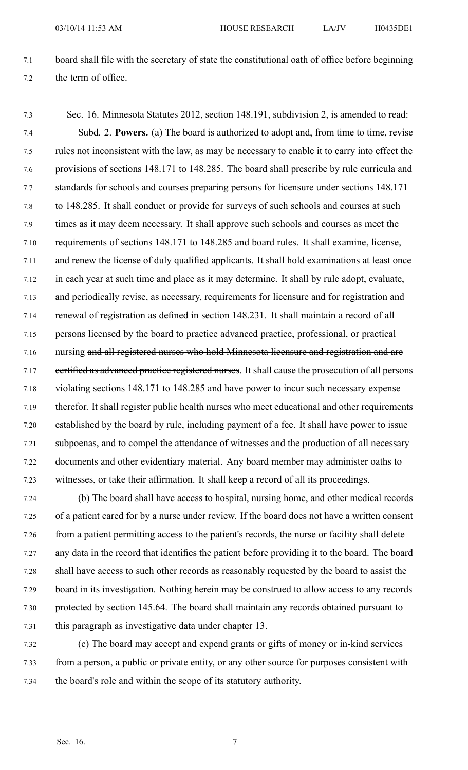board shall file with the secretary of state the constitutional oath of office before beginning the term of office.

Sec. 16. Minnesota Statutes 2012, section 148.191, subdivision 2, is amended to read:

Subd. 2. **Powers.** (a) The board is authorized to adopt and, from time to time, revise rules not inconsistent with the law, as may be necessary to enable it to carry into effect the provisions of sections 148.171 to 148.285. The board shall prescribe by rule curricula and standards for schools and courses preparing persons for licensure under sections 148.171 to 148.285. It shall conduct or provide for surveys of such schools and courses at such times as it may deem necessary. It shall approve such schools and courses as meet the requirements of sections 148.171 to 148.285 and board rules. It shall examine, license, and renew the license of duly qualified applicants. It shall hold examinations at least once in each year at such time and place as it may determine. It shall by rule adopt, evaluate, and periodically revise, as necessary, requirements for licensure and for registration and renewal of registration as defined in section 148.231. It shall maintain a record of all persons licensed by the board to practice <u>advanced practice,</u> professional<u>,</u> or practical nursing ~~and all registered nurses who hold Minnesota licensure and registration and are certified as advanced practice registered nurses~~. It shall cause the prosecution of all persons violating sections 148.171 to 148.285 and have power to incur such necessary expense therefor. It shall register public health nurses who meet educational and other requirements established by the board by rule, including payment of a fee. It shall have power to issue subpoenas, and to compel the attendance of witnesses and the production of all necessary documents and other evidentiary material. Any board member may administer oaths to witnesses, or take their affirmation. It shall keep a record of all its proceedings.

(b) The board shall have access to hospital, nursing home, and other medical records of a patient cared for by a nurse under review. If the board does not have a written consent from a patient permitting access to the patient's records, the nurse or facility shall delete any data in the record that identifies the patient before providing it to the board. The board shall have access to such other records as reasonably requested by the board to assist the board in its investigation. Nothing herein may be construed to allow access to any records protected by section 145.64. The board shall maintain any records obtained pursuant to this paragraph as investigative data under chapter 13.

(c) The board may accept and expend grants or gifts of money or in-kind services from a person, a public or private entity, or any other source for purposes consistent with the board's role and within the scope of its statutory authority.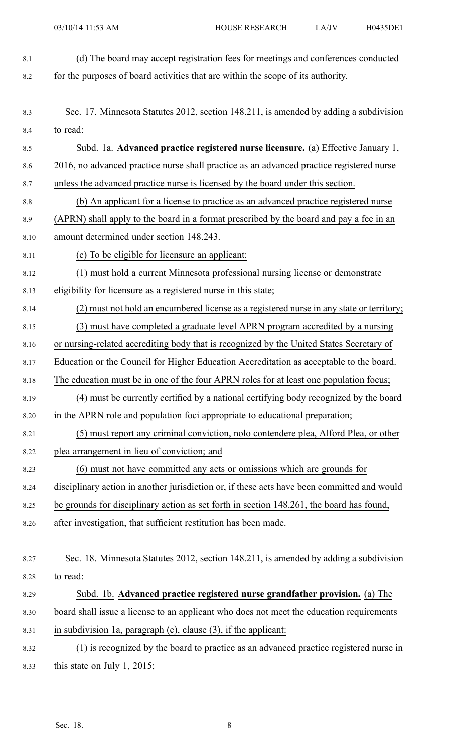(d) The board may accept registration fees for meetings and conferences conducted for the purposes of board activities that are within the scope of its authority.

Sec. 17. Minnesota Statutes 2012, section 148.211, is amended by adding a subdivision to read:

Subd. 1a. **Advanced practice registered nurse licensure.** (a) Effective January 1, 2016, no advanced practice nurse shall practice as an advanced practice registered nurse unless the advanced practice nurse is licensed by the board under this section.

(b) An applicant for a license to practice as an advanced practice registered nurse (APRN) shall apply to the board in a format prescribed by the board and pay a fee in an amount determined under section 148.243.

(c) To be eligible for licensure an applicant:

(1) must hold a current Minnesota professional nursing license or demonstrate eligibility for licensure as a registered nurse in this state;

(2) must not hold an encumbered license as a registered nurse in any state or territory;

(3) must have completed a graduate level APRN program accredited by a nursing or nursing-related accrediting body that is recognized by the United States Secretary of Education or the Council for Higher Education Accreditation as acceptable to the board. The education must be in one of the four APRN roles for at least one population focus;

(4) must be currently certified by a national certifying body recognized by the board in the APRN role and population foci appropriate to educational preparation;

(5) must report any criminal conviction, nolo contendere plea, Alford Plea, or other plea arrangement in lieu of conviction; and

(6) must not have committed any acts or omissions which are grounds for disciplinary action in another jurisdiction or, if these acts have been committed and would be grounds for disciplinary action as set forth in section 148.261, the board has found, after investigation, that sufficient restitution has been made.

Sec. 18. Minnesota Statutes 2012, section 148.211, is amended by adding a subdivision to read:

Subd. 1b. **Advanced practice registered nurse grandfather provision.** (a) The board shall issue a license to an applicant who does not meet the education requirements in subdivision 1a, paragraph (c), clause (3), if the applicant:

(1) is recognized by the board to practice as an advanced practice registered nurse in this state on July 1, 2015;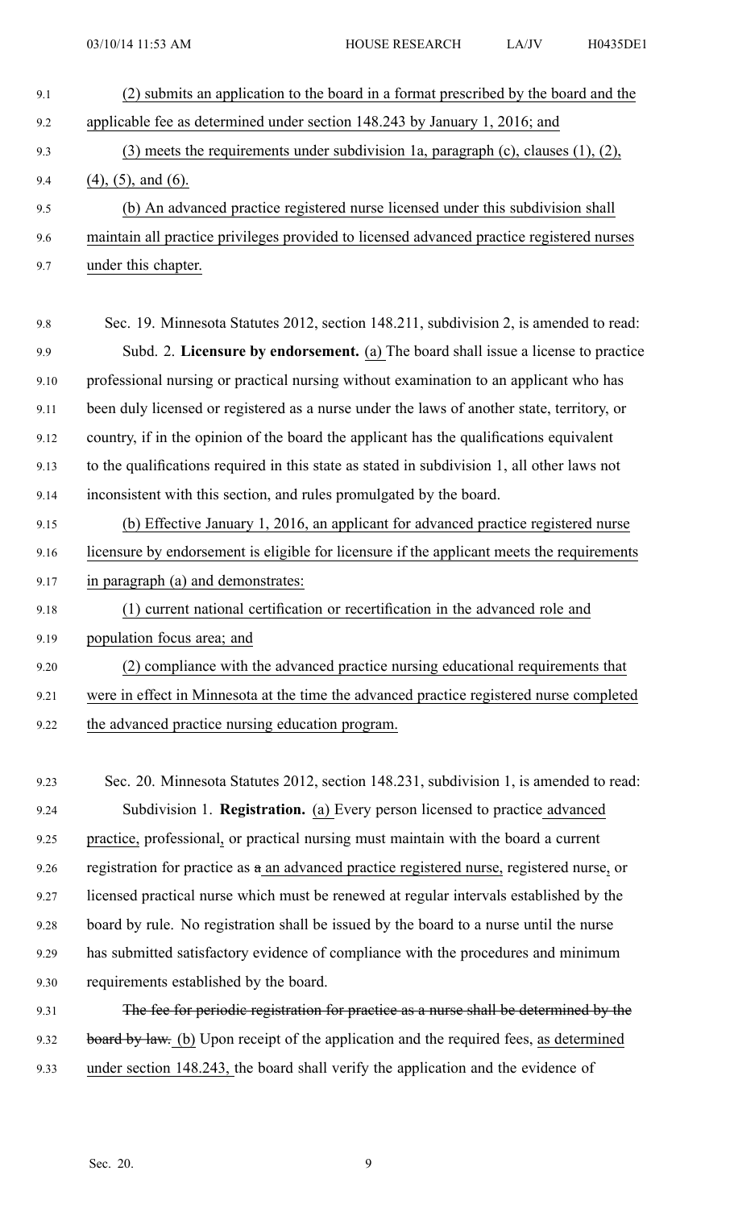(2) submits an application to the board in a format prescribed by the board and the applicable fee as determined under section 148.243 by January 1, 2016; and

(3) meets the requirements under subdivision 1a, paragraph (c), clauses (1), (2), (4), (5), and (6).

(b) An advanced practice registered nurse licensed under this subdivision shall maintain all practice privileges provided to licensed advanced practice registered nurses under this chapter.

Sec. 19. Minnesota Statutes 2012, section 148.211, subdivision 2, is amended to read:

Subd. 2. **Licensure by endorsement.** (a) The board shall issue a license to practice professional nursing or practical nursing without examination to an applicant who has been duly licensed or registered as a nurse under the laws of another state, territory, or country, if in the opinion of the board the applicant has the qualifications equivalent to the qualifications required in this state as stated in subdivision 1, all other laws not inconsistent with this section, and rules promulgated by the board.

(b) Effective January 1, 2016, an applicant for advanced practice registered nurse licensure by endorsement is eligible for licensure if the applicant meets the requirements in paragraph (a) and demonstrates:

(1) current national certification or recertification in the advanced role and population focus area; and

(2) compliance with the advanced practice nursing educational requirements that were in effect in Minnesota at the time the advanced practice registered nurse completed the advanced practice nursing education program.

Sec. 20. Minnesota Statutes 2012, section 148.231, subdivision 1, is amended to read:

Subdivision 1. **Registration.** (a) Every person licensed to practice advanced practice, professional, or practical nursing must maintain with the board a current registration for practice as ~~a~~ an advanced practice registered nurse, registered nurse, or licensed practical nurse which must be renewed at regular intervals established by the board by rule. No registration shall be issued by the board to a nurse until the nurse has submitted satisfactory evidence of compliance with the procedures and minimum requirements established by the board.

~~The fee for periodic registration for practice as a nurse shall be determined by the board by law.~~ (b) Upon receipt of the application and the required fees, as determined under section 148.243, the board shall verify the application and the evidence of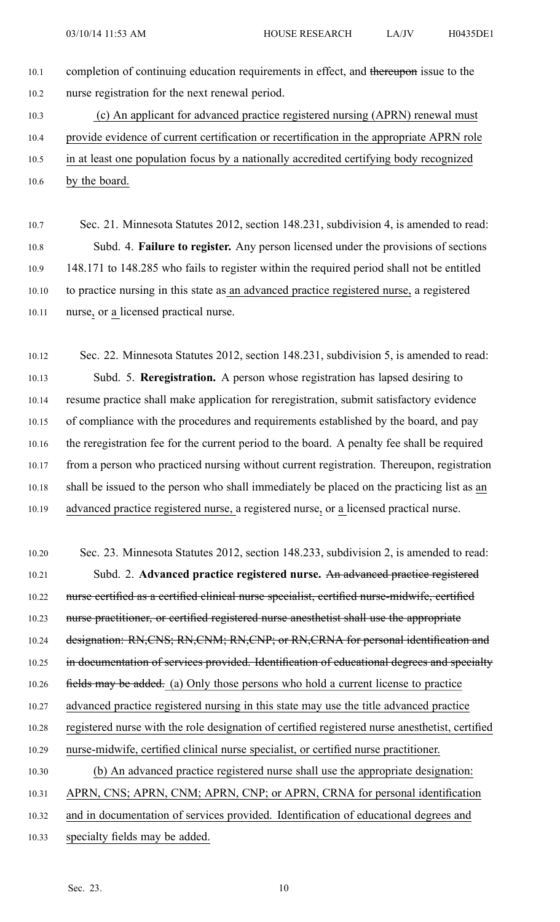completion of continuing education requirements in effect, and ~~thereupon~~ issue to the nurse registration for the next renewal period.

(c) An applicant for advanced practice registered nursing (APRN) renewal must provide evidence of current certification or recertification in the appropriate APRN role in at least one population focus by a nationally accredited certifying body recognized by the board.

Sec. 21. Minnesota Statutes 2012, section 148.231, subdivision 4, is amended to read:

Subd. 4. **Failure to register.** Any person licensed under the provisions of sections 148.171 to 148.285 who fails to register within the required period shall not be entitled to practice nursing in this state as an advanced practice registered nurse, a registered nurse, or a licensed practical nurse.

Sec. 22. Minnesota Statutes 2012, section 148.231, subdivision 5, is amended to read:

Subd. 5. **Reregistration.** A person whose registration has lapsed desiring to resume practice shall make application for reregistration, submit satisfactory evidence of compliance with the procedures and requirements established by the board, and pay the reregistration fee for the current period to the board. A penalty fee shall be required from a person who practiced nursing without current registration. Thereupon, registration shall be issued to the person who shall immediately be placed on the practicing list as an advanced practice registered nurse, a registered nurse, or a licensed practical nurse.

Sec. 23. Minnesota Statutes 2012, section 148.233, subdivision 2, is amended to read:

Subd. 2. **Advanced practice registered nurse.** ~~An advanced practice registered nurse certified as a certified clinical nurse specialist, certified nurse-midwife, certified nurse practitioner, or certified registered nurse anesthetist shall use the appropriate designation: RN,CNS; RN,CNM; RN,CNP; or RN,CRNA for personal identification and in documentation of services provided. Identification of educational degrees and specialty fields may be added.~~ (a) Only those persons who hold a current license to practice advanced practice registered nursing in this state may use the title advanced practice registered nurse with the role designation of certified registered nurse anesthetist, certified nurse-midwife, certified clinical nurse specialist, or certified nurse practitioner.

(b) An advanced practice registered nurse shall use the appropriate designation: APRN, CNS; APRN, CNM; APRN, CNP; or APRN, CRNA for personal identification and in documentation of services provided. Identification of educational degrees and specialty fields may be added.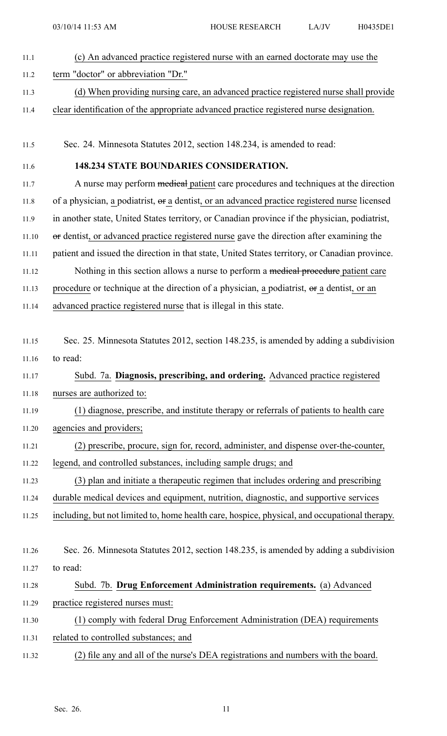(c) An advanced practice registered nurse with an earned doctorate may use the term "doctor" or abbreviation "Dr."

(d) When providing nursing care, an advanced practice registered nurse shall provide clear identification of the appropriate advanced practice registered nurse designation.

Sec. 24. Minnesota Statutes 2012, section 148.234, is amended to read:

**148.234 STATE BOUNDARIES CONSIDERATION.**

A nurse may perform ~~medical~~ patient care procedures and techniques at the direction of a physician, a podiatrist, ~~or~~ a dentist, or an advanced practice registered nurse licensed in another state, United States territory, or Canadian province if the physician, podiatrist, ~~or~~ dentist, or advanced practice registered nurse gave the direction after examining the patient and issued the direction in that state, United States territory, or Canadian province.

Nothing in this section allows a nurse to perform a ~~medical procedure~~ patient care procedure or technique at the direction of a physician, a podiatrist, ~~or~~ a dentist, or an advanced practice registered nurse that is illegal in this state.

Sec. 25. Minnesota Statutes 2012, section 148.235, is amended by adding a subdivision to read:

Subd. 7a. **Diagnosis, prescribing, and ordering.** Advanced practice registered nurses are authorized to:

(1) diagnose, prescribe, and institute therapy or referrals of patients to health care agencies and providers;

(2) prescribe, procure, sign for, record, administer, and dispense over-the-counter, legend, and controlled substances, including sample drugs; and

(3) plan and initiate a therapeutic regimen that includes ordering and prescribing durable medical devices and equipment, nutrition, diagnostic, and supportive services including, but not limited to, home health care, hospice, physical, and occupational therapy.

Sec. 26. Minnesota Statutes 2012, section 148.235, is amended by adding a subdivision to read:

Subd. 7b. **Drug Enforcement Administration requirements.** (a) Advanced practice registered nurses must:

(1) comply with federal Drug Enforcement Administration (DEA) requirements related to controlled substances; and

(2) file any and all of the nurse's DEA registrations and numbers with the board.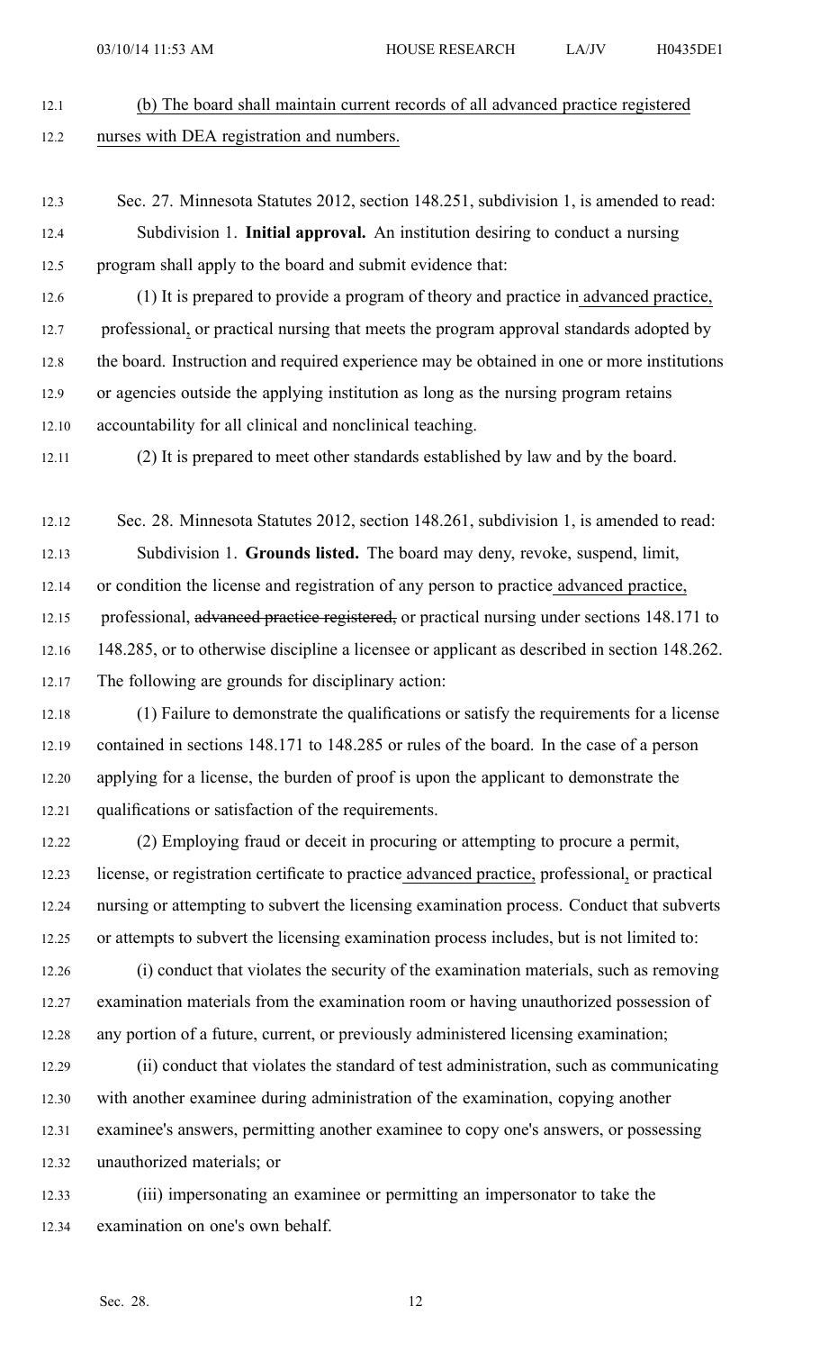(b) The board shall maintain current records of all advanced practice registered nurses with DEA registration and numbers.

Sec. 27. Minnesota Statutes 2012, section 148.251, subdivision 1, is amended to read:

Subdivision 1. **Initial approval.** An institution desiring to conduct a nursing program shall apply to the board and submit evidence that:

(1) It is prepared to provide a program of theory and practice in advanced practice, professional, or practical nursing that meets the program approval standards adopted by the board. Instruction and required experience may be obtained in one or more institutions or agencies outside the applying institution as long as the nursing program retains accountability for all clinical and nonclinical teaching.

(2) It is prepared to meet other standards established by law and by the board.

Sec. 28. Minnesota Statutes 2012, section 148.261, subdivision 1, is amended to read:

Subdivision 1. **Grounds listed.** The board may deny, revoke, suspend, limit, or condition the license and registration of any person to practice advanced practice, professional, ~~advanced practice registered,~~ or practical nursing under sections 148.171 to 148.285, or to otherwise discipline a licensee or applicant as described in section 148.262. The following are grounds for disciplinary action:

(1) Failure to demonstrate the qualifications or satisfy the requirements for a license contained in sections 148.171 to 148.285 or rules of the board. In the case of a person applying for a license, the burden of proof is upon the applicant to demonstrate the qualifications or satisfaction of the requirements.

(2) Employing fraud or deceit in procuring or attempting to procure a permit, license, or registration certificate to practice advanced practice, professional, or practical nursing or attempting to subvert the licensing examination process. Conduct that subverts or attempts to subvert the licensing examination process includes, but is not limited to:

(i) conduct that violates the security of the examination materials, such as removing examination materials from the examination room or having unauthorized possession of any portion of a future, current, or previously administered licensing examination;

(ii) conduct that violates the standard of test administration, such as communicating with another examinee during administration of the examination, copying another examinee's answers, permitting another examinee to copy one's answers, or possessing unauthorized materials; or

(iii) impersonating an examinee or permitting an impersonator to take the examination on one's own behalf.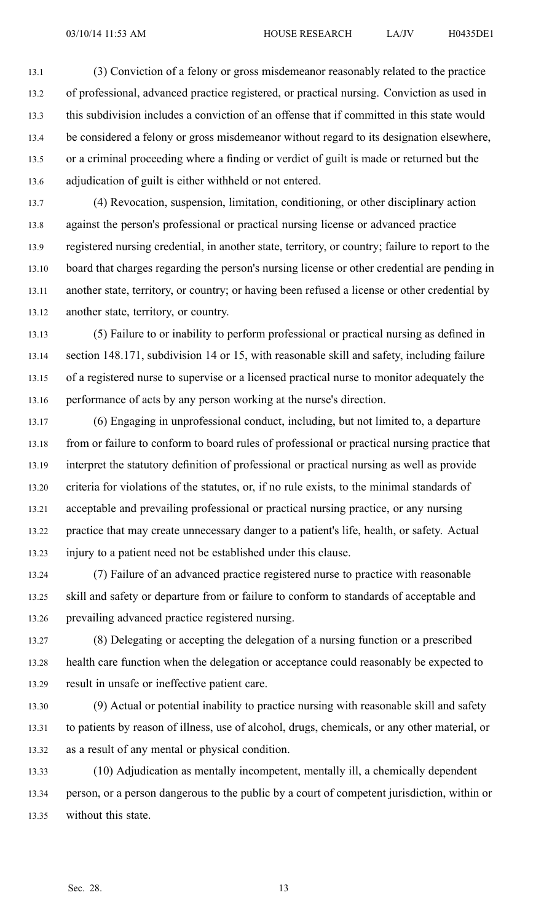(3) Conviction of a felony or gross misdemeanor reasonably related to the practice of professional, advanced practice registered, or practical nursing. Conviction as used in this subdivision includes a conviction of an offense that if committed in this state would be considered a felony or gross misdemeanor without regard to its designation elsewhere, or a criminal proceeding where a finding or verdict of guilt is made or returned but the adjudication of guilt is either withheld or not entered.

(4) Revocation, suspension, limitation, conditioning, or other disciplinary action against the person's professional or practical nursing license or advanced practice registered nursing credential, in another state, territory, or country; failure to report to the board that charges regarding the person's nursing license or other credential are pending in another state, territory, or country; or having been refused a license or other credential by another state, territory, or country.

(5) Failure to or inability to perform professional or practical nursing as defined in section 148.171, subdivision 14 or 15, with reasonable skill and safety, including failure of a registered nurse to supervise or a licensed practical nurse to monitor adequately the performance of acts by any person working at the nurse's direction.

(6) Engaging in unprofessional conduct, including, but not limited to, a departure from or failure to conform to board rules of professional or practical nursing practice that interpret the statutory definition of professional or practical nursing as well as provide criteria for violations of the statutes, or, if no rule exists, to the minimal standards of acceptable and prevailing professional or practical nursing practice, or any nursing practice that may create unnecessary danger to a patient's life, health, or safety. Actual injury to a patient need not be established under this clause.

(7) Failure of an advanced practice registered nurse to practice with reasonable skill and safety or departure from or failure to conform to standards of acceptable and prevailing advanced practice registered nursing.

(8) Delegating or accepting the delegation of a nursing function or a prescribed health care function when the delegation or acceptance could reasonably be expected to result in unsafe or ineffective patient care.

(9) Actual or potential inability to practice nursing with reasonable skill and safety to patients by reason of illness, use of alcohol, drugs, chemicals, or any other material, or as a result of any mental or physical condition.

(10) Adjudication as mentally incompetent, mentally ill, a chemically dependent person, or a person dangerous to the public by a court of competent jurisdiction, within or without this state.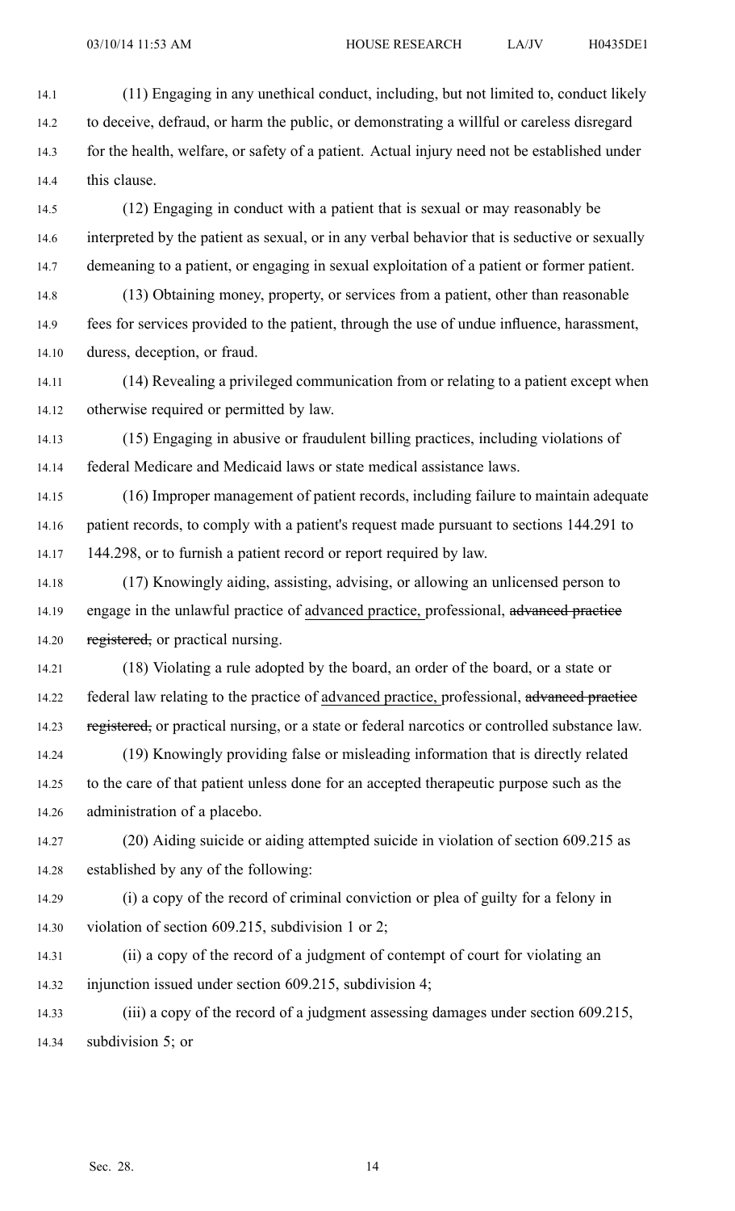(11) Engaging in any unethical conduct, including, but not limited to, conduct likely to deceive, defraud, or harm the public, or demonstrating a willful or careless disregard for the health, welfare, or safety of a patient. Actual injury need not be established under this clause.

(12) Engaging in conduct with a patient that is sexual or may reasonably be interpreted by the patient as sexual, or in any verbal behavior that is seductive or sexually demeaning to a patient, or engaging in sexual exploitation of a patient or former patient.

(13) Obtaining money, property, or services from a patient, other than reasonable fees for services provided to the patient, through the use of undue influence, harassment, duress, deception, or fraud.

(14) Revealing a privileged communication from or relating to a patient except when otherwise required or permitted by law.

(15) Engaging in abusive or fraudulent billing practices, including violations of federal Medicare and Medicaid laws or state medical assistance laws.

(16) Improper management of patient records, including failure to maintain adequate patient records, to comply with a patient's request made pursuant to sections 144.291 to 144.298, or to furnish a patient record or report required by law.

(17) Knowingly aiding, assisting, advising, or allowing an unlicensed person to engage in the unlawful practice of <u>advanced practice,</u> professional, ~~advanced practice registered,~~ or practical nursing.

(18) Violating a rule adopted by the board, an order of the board, or a state or federal law relating to the practice of <u>advanced practice,</u> professional, ~~advanced practice registered,~~ or practical nursing, or a state or federal narcotics or controlled substance law.

(19) Knowingly providing false or misleading information that is directly related to the care of that patient unless done for an accepted therapeutic purpose such as the administration of a placebo.

(20) Aiding suicide or aiding attempted suicide in violation of section 609.215 as established by any of the following:

(i) a copy of the record of criminal conviction or plea of guilty for a felony in violation of section 609.215, subdivision 1 or 2;

(ii) a copy of the record of a judgment of contempt of court for violating an injunction issued under section 609.215, subdivision 4;

(iii) a copy of the record of a judgment assessing damages under section 609.215, subdivision 5; or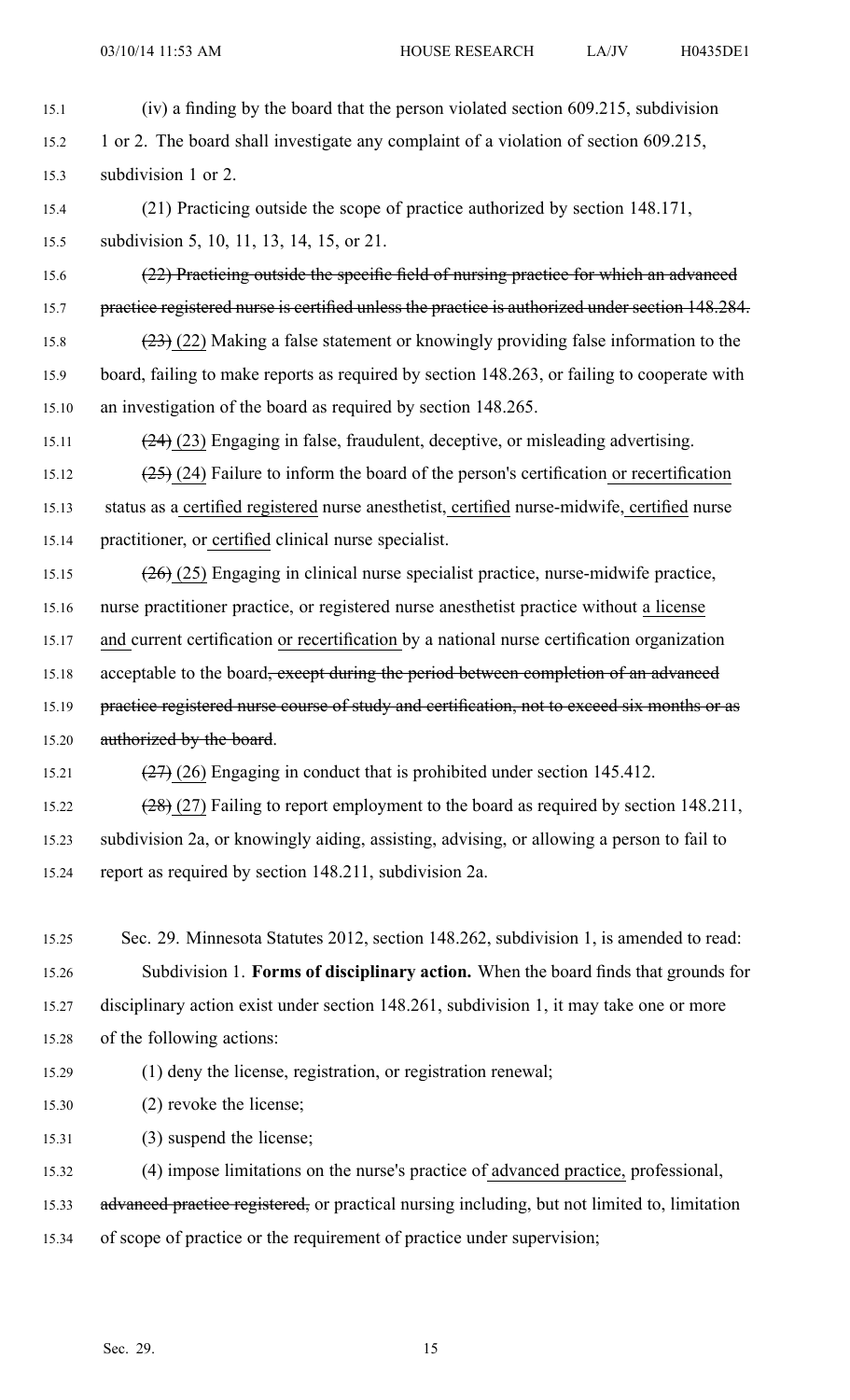(iv) a finding by the board that the person violated section 609.215, subdivision 1 or 2. The board shall investigate any complaint of a violation of section 609.215, subdivision 1 or 2.

(21) Practicing outside the scope of practice authorized by section 148.171, subdivision 5, 10, 11, 13, 14, 15, or 21.

~~(22) Practicing outside the specific field of nursing practice for which an advanced practice registered nurse is certified unless the practice is authorized under section 148.284.~~

~~(23)~~ (22) Making a false statement or knowingly providing false information to the board, failing to make reports as required by section 148.263, or failing to cooperate with an investigation of the board as required by section 148.265.

~~(24)~~ (23) Engaging in false, fraudulent, deceptive, or misleading advertising.

~~(25)~~ (24) Failure to inform the board of the person's certification or recertification status as a certified registered nurse anesthetist, certified nurse-midwife, certified nurse practitioner, or certified clinical nurse specialist.

~~(26)~~ (25) Engaging in clinical nurse specialist practice, nurse-midwife practice, nurse practitioner practice, or registered nurse anesthetist practice without a license and current certification or recertification by a national nurse certification organization acceptable to the board~~, except during the period between completion of an advanced practice registered nurse course of study and certification, not to exceed six months or as authorized by the board~~.

~~(27)~~ (26) Engaging in conduct that is prohibited under section 145.412.

~~(28)~~ (27) Failing to report employment to the board as required by section 148.211, subdivision 2a, or knowingly aiding, assisting, advising, or allowing a person to fail to report as required by section 148.211, subdivision 2a.

Sec. 29. Minnesota Statutes 2012, section 148.262, subdivision 1, is amended to read:

Subdivision 1. **Forms of disciplinary action.** When the board finds that grounds for disciplinary action exist under section 148.261, subdivision 1, it may take one or more of the following actions:

(1) deny the license, registration, or registration renewal;

(2) revoke the license;

(3) suspend the license;

(4) impose limitations on the nurse's practice of advanced practice, professional, ~~advanced practice registered,~~ or practical nursing including, but not limited to, limitation of scope of practice or the requirement of practice under supervision;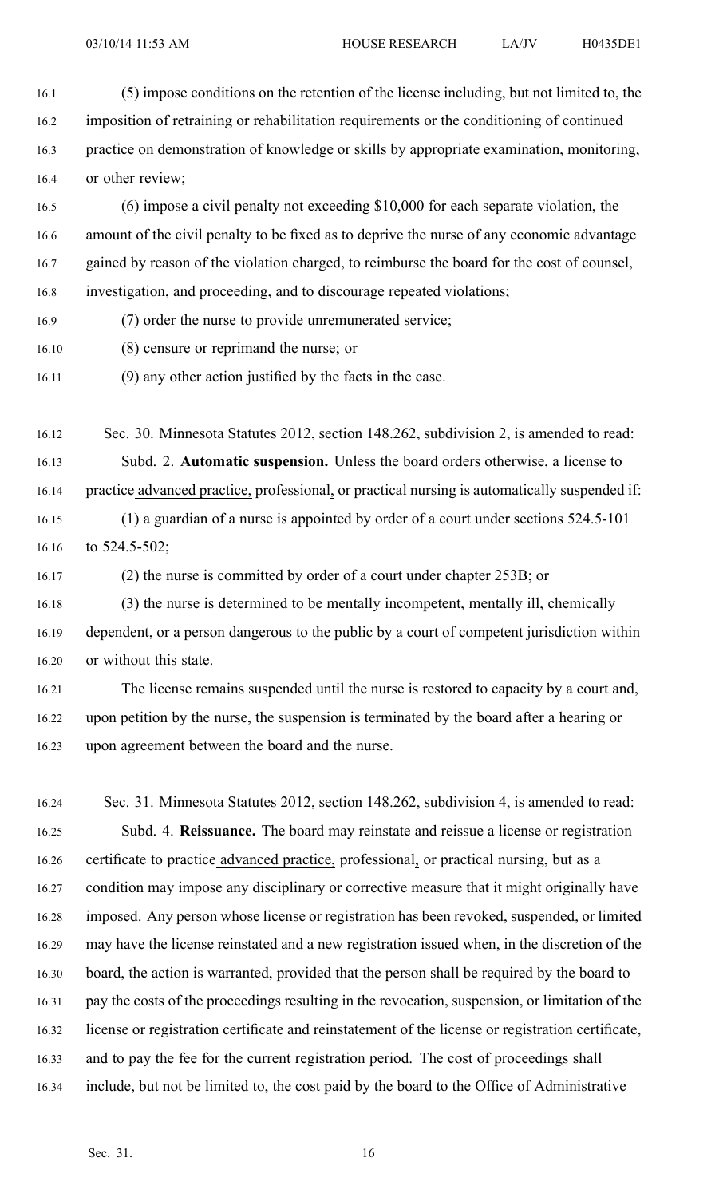(5) impose conditions on the retention of the license including, but not limited to, the imposition of retraining or rehabilitation requirements or the conditioning of continued practice on demonstration of knowledge or skills by appropriate examination, monitoring, or other review;

(6) impose a civil penalty not exceeding $10,000 for each separate violation, the amount of the civil penalty to be fixed as to deprive the nurse of any economic advantage gained by reason of the violation charged, to reimburse the board for the cost of counsel, investigation, and proceeding, and to discourage repeated violations;

(7) order the nurse to provide unremunerated service;

(8) censure or reprimand the nurse; or

(9) any other action justified by the facts in the case.

Sec. 30. Minnesota Statutes 2012, section 148.262, subdivision 2, is amended to read:

Subd. 2. **Automatic suspension.** Unless the board orders otherwise, a license to practice advanced practice, professional, or practical nursing is automatically suspended if:

(1) a guardian of a nurse is appointed by order of a court under sections 524.5-101 to 524.5-502;

(2) the nurse is committed by order of a court under chapter 253B; or

(3) the nurse is determined to be mentally incompetent, mentally ill, chemically dependent, or a person dangerous to the public by a court of competent jurisdiction within or without this state.

The license remains suspended until the nurse is restored to capacity by a court and, upon petition by the nurse, the suspension is terminated by the board after a hearing or upon agreement between the board and the nurse.

Sec. 31. Minnesota Statutes 2012, section 148.262, subdivision 4, is amended to read:

Subd. 4. **Reissuance.** The board may reinstate and reissue a license or registration certificate to practice advanced practice, professional, or practical nursing, but as a condition may impose any disciplinary or corrective measure that it might originally have imposed. Any person whose license or registration has been revoked, suspended, or limited may have the license reinstated and a new registration issued when, in the discretion of the board, the action is warranted, provided that the person shall be required by the board to pay the costs of the proceedings resulting in the revocation, suspension, or limitation of the license or registration certificate and reinstatement of the license or registration certificate, and to pay the fee for the current registration period. The cost of proceedings shall include, but not be limited to, the cost paid by the board to the Office of Administrative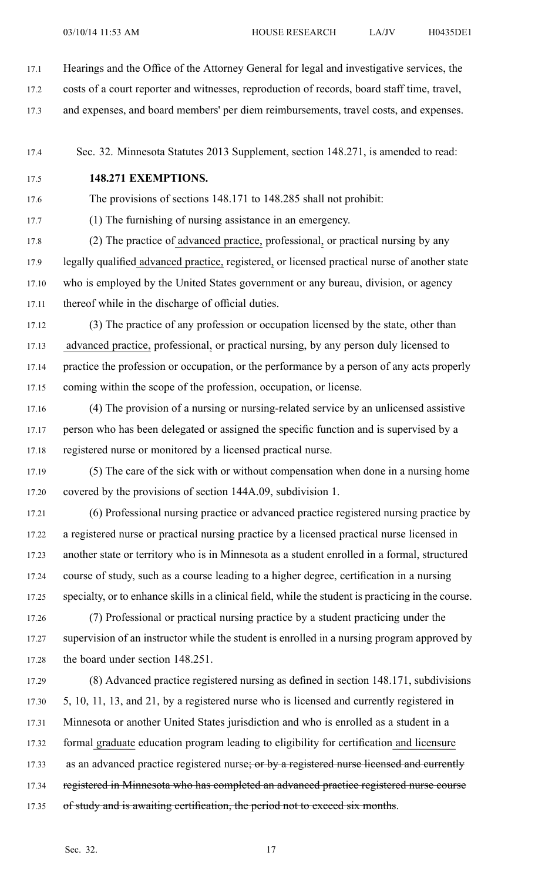Hearings and the Office of the Attorney General for legal and investigative services, the costs of a court reporter and witnesses, reproduction of records, board staff time, travel, and expenses, and board members' per diem reimbursements, travel costs, and expenses.

Sec. 32. Minnesota Statutes 2013 Supplement, section 148.271, is amended to read:

**148.271 EXEMPTIONS.**

The provisions of sections 148.171 to 148.285 shall not prohibit:

(1) The furnishing of nursing assistance in an emergency.

(2) The practice of advanced practice, professional, or practical nursing by any legally qualified advanced practice, registered, or licensed practical nurse of another state who is employed by the United States government or any bureau, division, or agency thereof while in the discharge of official duties.

(3) The practice of any profession or occupation licensed by the state, other than advanced practice, professional, or practical nursing, by any person duly licensed to practice the profession or occupation, or the performance by a person of any acts properly coming within the scope of the profession, occupation, or license.

(4) The provision of a nursing or nursing-related service by an unlicensed assistive person who has been delegated or assigned the specific function and is supervised by a registered nurse or monitored by a licensed practical nurse.

(5) The care of the sick with or without compensation when done in a nursing home covered by the provisions of section 144A.09, subdivision 1.

(6) Professional nursing practice or advanced practice registered nursing practice by a registered nurse or practical nursing practice by a licensed practical nurse licensed in another state or territory who is in Minnesota as a student enrolled in a formal, structured course of study, such as a course leading to a higher degree, certification in a nursing specialty, or to enhance skills in a clinical field, while the student is practicing in the course.

(7) Professional or practical nursing practice by a student practicing under the supervision of an instructor while the student is enrolled in a nursing program approved by the board under section 148.251.

(8) Advanced practice registered nursing as defined in section 148.171, subdivisions 5, 10, 11, 13, and 21, by a registered nurse who is licensed and currently registered in Minnesota or another United States jurisdiction and who is enrolled as a student in a formal graduate education program leading to eligibility for certification and licensure as an advanced practice registered nurse; ~~or by a registered nurse licensed and currently registered in Minnesota who has completed an advanced practice registered nurse course of study and is awaiting certification, the period not to exceed six months~~.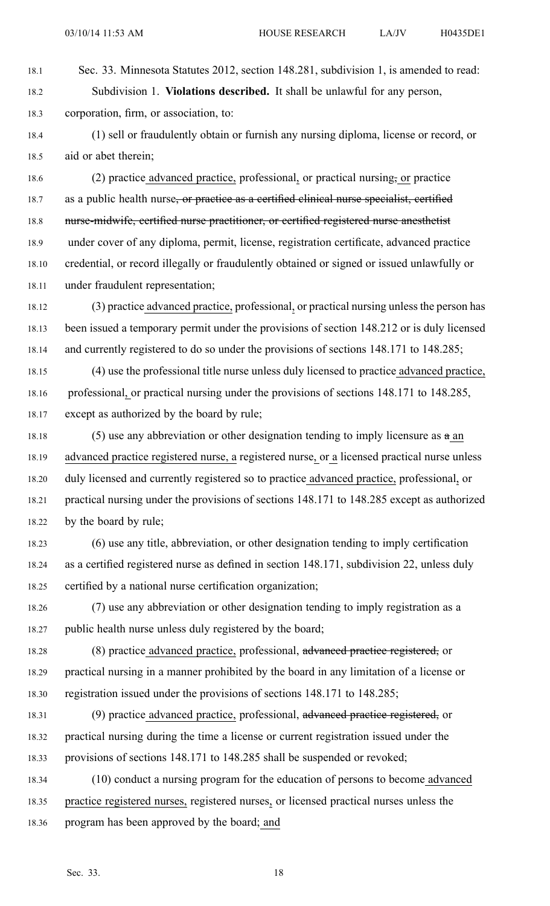Sec. 33. Minnesota Statutes 2012, section 148.281, subdivision 1, is amended to read:

Subdivision 1. **Violations described.** It shall be unlawful for any person, corporation, firm, or association, to:

(1) sell or fraudulently obtain or furnish any nursing diploma, license or record, or aid or abet therein;

(2) practice advanced practice, professional, or practical nursing, or practice as a public health nurse, or practice as a certified clinical nurse specialist, certified nurse-midwife, certified nurse practitioner, or certified registered nurse anesthetist under cover of any diploma, permit, license, registration certificate, advanced practice credential, or record illegally or fraudulently obtained or signed or issued unlawfully or under fraudulent representation;

(3) practice advanced practice, professional, or practical nursing unless the person has been issued a temporary permit under the provisions of section 148.212 or is duly licensed and currently registered to do so under the provisions of sections 148.171 to 148.285;

(4) use the professional title nurse unless duly licensed to practice advanced practice, professional, or practical nursing under the provisions of sections 148.171 to 148.285, except as authorized by the board by rule;

(5) use any abbreviation or other designation tending to imply licensure as a an advanced practice registered nurse, a registered nurse, or a licensed practical nurse unless duly licensed and currently registered so to practice advanced practice, professional, or practical nursing under the provisions of sections 148.171 to 148.285 except as authorized by the board by rule;

(6) use any title, abbreviation, or other designation tending to imply certification as a certified registered nurse as defined in section 148.171, subdivision 22, unless duly certified by a national nurse certification organization;

(7) use any abbreviation or other designation tending to imply registration as a public health nurse unless duly registered by the board;

(8) practice advanced practice, professional, advanced practice registered, or practical nursing in a manner prohibited by the board in any limitation of a license or registration issued under the provisions of sections 148.171 to 148.285;

(9) practice advanced practice, professional, advanced practice registered, or practical nursing during the time a license or current registration issued under the provisions of sections 148.171 to 148.285 shall be suspended or revoked;

(10) conduct a nursing program for the education of persons to become advanced practice registered nurses, registered nurses, or licensed practical nurses unless the program has been approved by the board; and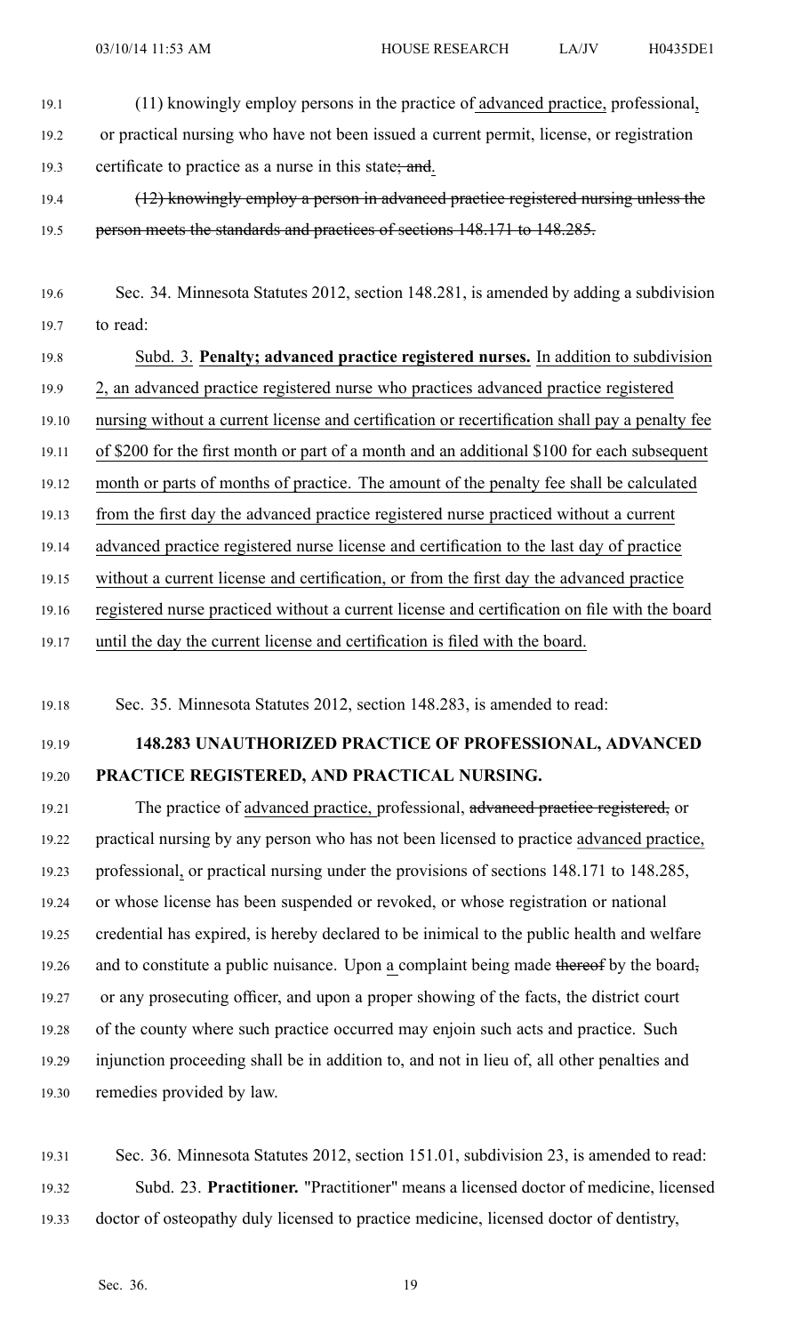(11) knowingly employ persons in the practice of advanced practice, professional, or practical nursing who have not been issued a current permit, license, or registration certificate to practice as a nurse in this state; and.

~~(12) knowingly employ a person in advanced practice registered nursing unless the person meets the standards and practices of sections 148.171 to 148.285.~~

Sec. 34. Minnesota Statutes 2012, section 148.281, is amended by adding a subdivision to read:

Subd. 3. **Penalty; advanced practice registered nurses.** In addition to subdivision 2, an advanced practice registered nurse who practices advanced practice registered nursing without a current license and certification or recertification shall pay a penalty fee of $200 for the first month or part of a month and an additional $100 for each subsequent month or parts of months of practice. The amount of the penalty fee shall be calculated from the first day the advanced practice registered nurse practiced without a current advanced practice registered nurse license and certification to the last day of practice without a current license and certification, or from the first day the advanced practice registered nurse practiced without a current license and certification on file with the board until the day the current license and certification is filed with the board.

Sec. 35. Minnesota Statutes 2012, section 148.283, is amended to read:

**148.283 UNAUTHORIZED PRACTICE OF PROFESSIONAL, ADVANCED PRACTICE REGISTERED, AND PRACTICAL NURSING.**

The practice of advanced practice, professional, ~~advanced practice registered,~~ or practical nursing by any person who has not been licensed to practice advanced practice, professional, or practical nursing under the provisions of sections 148.171 to 148.285, or whose license has been suspended or revoked, or whose registration or national credential has expired, is hereby declared to be inimical to the public health and welfare and to constitute a public nuisance. Upon a complaint being made ~~thereof~~ by the board~~,~~ or any prosecuting officer, and upon a proper showing of the facts, the district court of the county where such practice occurred may enjoin such acts and practice. Such injunction proceeding shall be in addition to, and not in lieu of, all other penalties and remedies provided by law.

Sec. 36. Minnesota Statutes 2012, section 151.01, subdivision 23, is amended to read:

Subd. 23. **Practitioner.** "Practitioner" means a licensed doctor of medicine, licensed doctor of osteopathy duly licensed to practice medicine, licensed doctor of dentistry,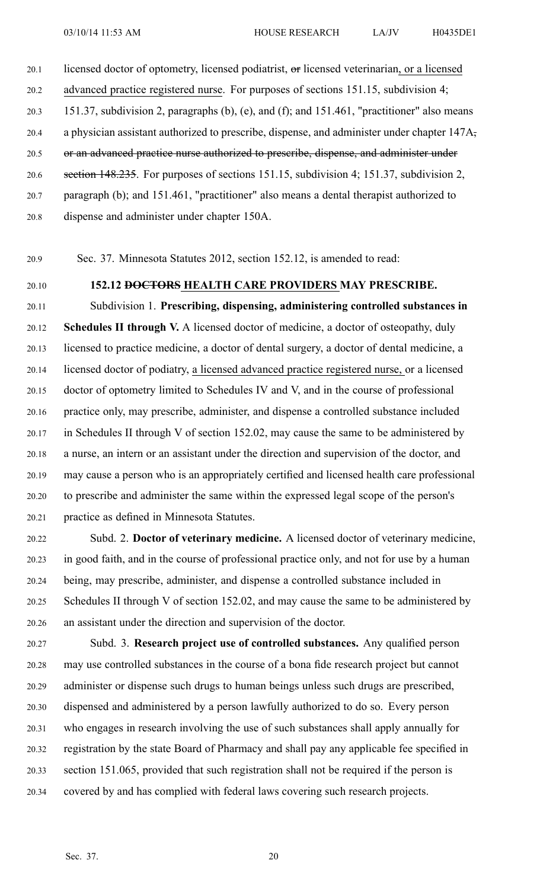licensed doctor of optometry, licensed podiatrist, ~~or~~ licensed veterinarian, or a licensed advanced practice registered nurse. For purposes of sections 151.15, subdivision 4; 151.37, subdivision 2, paragraphs (b), (e), and (f); and 151.461, "practitioner" also means a physician assistant authorized to prescribe, dispense, and administer under chapter 147A~~, or an advanced practice nurse authorized to prescribe, dispense, and administer under section 148.235~~. For purposes of sections 151.15, subdivision 4; 151.37, subdivision 2, paragraph (b); and 151.461, "practitioner" also means a dental therapist authorized to dispense and administer under chapter 150A.

Sec. 37. Minnesota Statutes 2012, section 152.12, is amended to read:

**152.12 ~~DOCTORS~~ HEALTH CARE PROVIDERS MAY PRESCRIBE.**

Subdivision 1. **Prescribing, dispensing, administering controlled substances in Schedules II through V.** A licensed doctor of medicine, a doctor of osteopathy, duly licensed to practice medicine, a doctor of dental surgery, a doctor of dental medicine, a licensed doctor of podiatry, a licensed advanced practice registered nurse, or a licensed doctor of optometry limited to Schedules IV and V, and in the course of professional practice only, may prescribe, administer, and dispense a controlled substance included in Schedules II through V of section 152.02, may cause the same to be administered by a nurse, an intern or an assistant under the direction and supervision of the doctor, and may cause a person who is an appropriately certified and licensed health care professional to prescribe and administer the same within the expressed legal scope of the person's practice as defined in Minnesota Statutes.

Subd. 2. **Doctor of veterinary medicine.** A licensed doctor of veterinary medicine, in good faith, and in the course of professional practice only, and not for use by a human being, may prescribe, administer, and dispense a controlled substance included in Schedules II through V of section 152.02, and may cause the same to be administered by an assistant under the direction and supervision of the doctor.

Subd. 3. **Research project use of controlled substances.** Any qualified person may use controlled substances in the course of a bona fide research project but cannot administer or dispense such drugs to human beings unless such drugs are prescribed, dispensed and administered by a person lawfully authorized to do so. Every person who engages in research involving the use of such substances shall apply annually for registration by the state Board of Pharmacy and shall pay any applicable fee specified in section 151.065, provided that such registration shall not be required if the person is covered by and has complied with federal laws covering such research projects.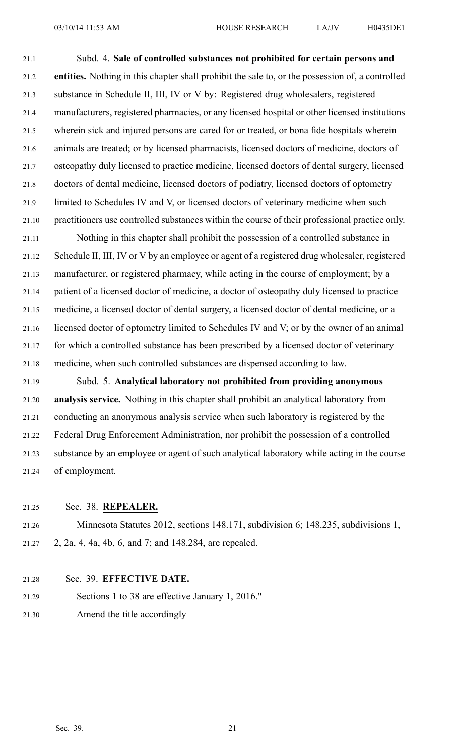Subd. 4. **Sale of controlled substances not prohibited for certain persons and entities.** Nothing in this chapter shall prohibit the sale to, or the possession of, a controlled substance in Schedule II, III, IV or V by: Registered drug wholesalers, registered manufacturers, registered pharmacies, or any licensed hospital or other licensed institutions wherein sick and injured persons are cared for or treated, or bona fide hospitals wherein animals are treated; or by licensed pharmacists, licensed doctors of medicine, doctors of osteopathy duly licensed to practice medicine, licensed doctors of dental surgery, licensed doctors of dental medicine, licensed doctors of podiatry, licensed doctors of optometry limited to Schedules IV and V, or licensed doctors of veterinary medicine when such practitioners use controlled substances within the course of their professional practice only.

Nothing in this chapter shall prohibit the possession of a controlled substance in Schedule II, III, IV or V by an employee or agent of a registered drug wholesaler, registered manufacturer, or registered pharmacy, while acting in the course of employment; by a patient of a licensed doctor of medicine, a doctor of osteopathy duly licensed to practice medicine, a licensed doctor of dental surgery, a licensed doctor of dental medicine, or a licensed doctor of optometry limited to Schedules IV and V; or by the owner of an animal for which a controlled substance has been prescribed by a licensed doctor of veterinary medicine, when such controlled substances are dispensed according to law.

Subd. 5. **Analytical laboratory not prohibited from providing anonymous analysis service.** Nothing in this chapter shall prohibit an analytical laboratory from conducting an anonymous analysis service when such laboratory is registered by the Federal Drug Enforcement Administration, nor prohibit the possession of a controlled substance by an employee or agent of such analytical laboratory while acting in the course of employment.

Sec. 38. **REPEALER.**

Minnesota Statutes 2012, sections 148.171, subdivision 6; 148.235, subdivisions 1, 2, 2a, 4, 4a, 4b, 6, and 7; and 148.284, are repealed.

Sec. 39. **EFFECTIVE DATE.**

Sections 1 to 38 are effective January 1, 2016."

Amend the title accordingly